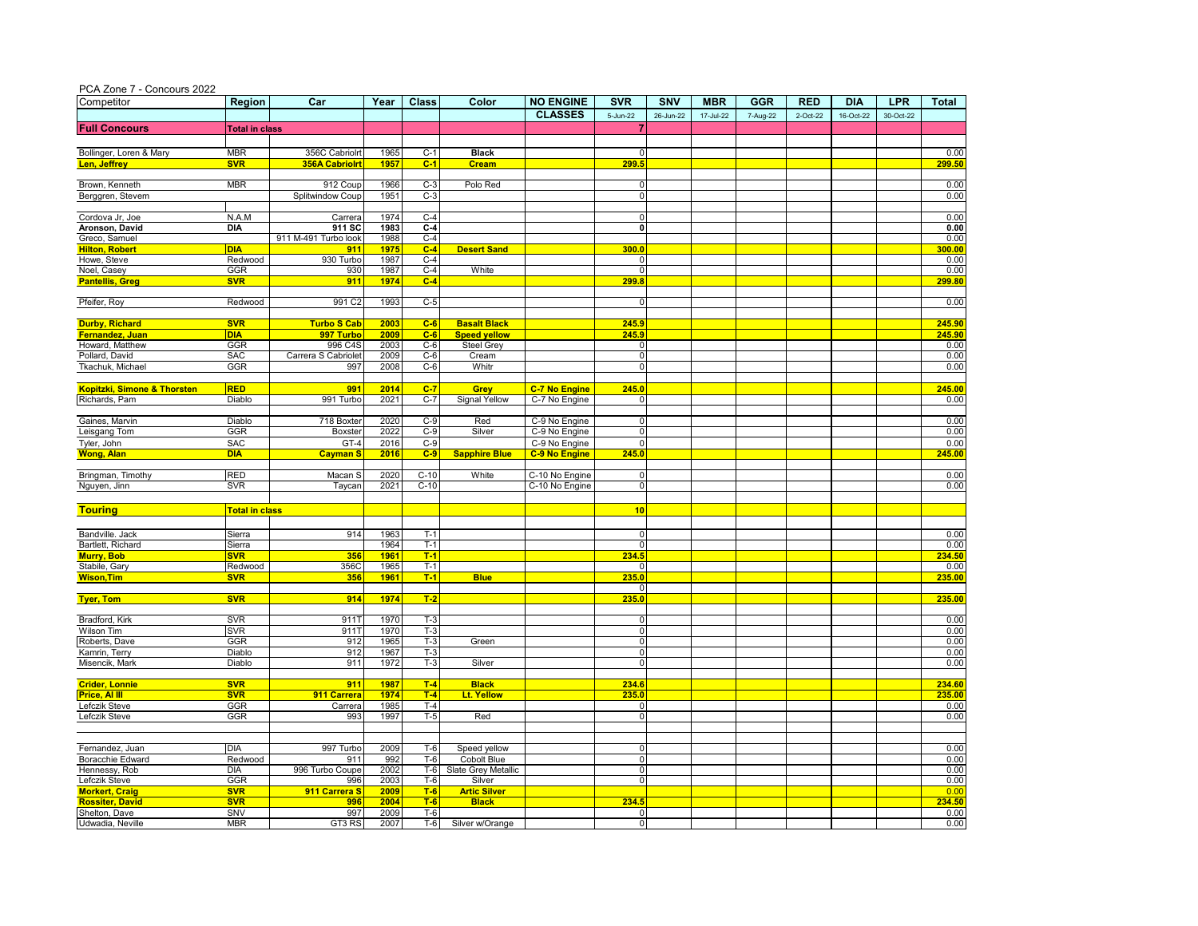PCA Zone 7 - Concours 2022

| Competitor | Region | Car | Year | Class | Color | NO ENGINE | SVR | SNV | MBR | GGR | RED | DIA | LPR | Total |
|---|---|---|---|---|---|---|---|---|---|---|---|---|---|---|
| | | | | | | CLASSES | 5-Jun-22 | 26-Jun-22 | 17-Jul-22 | 7-Aug-22 | 2-Oct-22 | 16-Oct-22 | 30-Oct-22 | |
| **Full Concours** | **Total in class** | | | | | | **7** | | | | | | | |
| Bollinger, Loren & Mary | MBR | 356C Cabriolrt | 1965 | C-1 | **Black** | | 0 | | | | | | | 0.00 |
| **Len, Jeffrey** | **SVR** | **356A Cabriolrt** | **1957** | **C-1** | **Cream** | | **299.5** | | | | | | | **299.50** |
| Brown, Kenneth | MBR | 912 Coup | 1966 | C-3 | Polo Red | | 0 | | | | | | | 0.00 |
| Berggren, Stevem | | Splitwindow Coup | 1951 | C-3 | | | 0 | | | | | | | 0.00 |
| Cordova Jr, Joe | N.A.M | Carrera | 1974 | C-4 | | | 0 | | | | | | | 0.00 |
| **Aronson, David** | **DIA** | **911 SC** | **1983** | **C-4** | | | **0** | | | | | | | **0.00** |
| Greco, Samuel | | 911 M-491 Turbo look | 1988 | C-4 | | | | | | | | | | 0.00 |
| **Hilton, Robert** | **DIA** | **911** | **1975** | **C-4** | **Desert Sand** | | **300.0** | | | | | | | **300.00** |
| Howe, Steve | Redwood | 930 Turbo | 1987 | C-4 | | | 0 | | | | | | | 0.00 |
| Noel, Casey | GGR | 930 | 1987 | C-4 | White | | 0 | | | | | | | 0.00 |
| **Pantellis, Greg** | **SVR** | **911** | **1974** | **C-4** | | | **299.8** | | | | | | | **299.80** |
| Pfeifer, Roy | Redwood | 991 C2 | 1993 | C-5 | | | 0 | | | | | | | 0.00 |
| **Durby, Richard** | **SVR** | **Turbo S Cab** | **2003** | **C-6** | **Basalt Black** | | **245.9** | | | | | | | **245.90** |
| **Fernandez, Juan** | **DIA** | **997 Turbo** | **2009** | **C-6** | **Speed yellow** | | **245.9** | | | | | | | **245.90** |
| Howard, Matthew | GGR | 996 C4S | 2003 | C-6 | Steel Grey | | 0 | | | | | | | 0.00 |
| Pollard, David | SAC | Carrera S Cabriolet | 2009 | C-6 | Cream | | 0 | | | | | | | 0.00 |
| Tkachuk, Michael | GGR | 997 | 2008 | C-6 | Whitr | | 0 | | | | | | | 0.00 |
| **Kopitzki, Simone & Thorsten** | **RED** | **991** | **2014** | **C-7** | **Grey** | **C-7 No Engine** | **245.0** | | | | | | | **245.00** |
| Richards, Pam | Diablo | 991 Turbo | 2021 | C-7 | Signal Yellow | C-7 No Engine | 0 | | | | | | | 0.00 |
| Gaines, Marvin | Diablo | 718 Boxter | 2020 | C-9 | Red | C-9 No Engine | 0 | | | | | | | 0.00 |
| Leisgang Tom | GGR | Boxster | 2022 | C-9 | Silver | C-9 No Engine | 0 | | | | | | | 0.00 |
| Tyler, John | SAC | GT-4 | 2016 | C-9 | | C-9 No Engine | 0 | | | | | | | 0.00 |
| **Wong, Alan** | **DIA** | **Cayman S** | **2016** | **C-9** | **Sapphire Blue** | **C-9 No Engine** | **245.0** | | | | | | | **245.00** |
| Bringman, Timothy | RED | Macan S | 2020 | C-10 | White | C-10 No Engine | 0 | | | | | | | 0.00 |
| Nguyen, Jinn | SVR | Taycan | 2021 | C-10 | | C-10 No Engine | 0 | | | | | | | 0.00 |
| **Touring** | **Total in class** | | | | | | **10** | | | | | | | |
| Bandville. Jack | Sierra | 914 | 1963 | T-1 | | | 0 | | | | | | | 0.00 |
| Bartlett, Richard | Sierra | | 1964 | T-1 | | | 0 | | | | | | | 0.00 |
| **Murry, Bob** | **SVR** | **356** | **1961** | **T-1** | | | **234.5** | | | | | | | **234.50** |
| Stabile, Gary | Redwood | 356C | 1965 | T-1 | | | 0 | | | | | | | 0.00 |
| **Wison,Tim** | **SVR** | **356** | **1961** | **T-1** | **Blue** | | **235.0** | | | | | | | **235.00** |
| | | | | | | | 0 | | | | | | | |
| **Tyer, Tom** | **SVR** | **914** | **1974** | **T-2** | | | **235.0** | | | | | | | **235.00** |
| Bradford, Kirk | SVR | 911T | 1970 | T-3 | | | 0 | | | | | | | 0.00 |
| Wilson Tim | SVR | 911T | 1970 | T-3 | | | 0 | | | | | | | 0.00 |
| Roberts, Dave | GGR | 912 | 1965 | T-3 | Green | | 0 | | | | | | | 0.00 |
| Kamrin, Terry | Diablo | 912 | 1967 | T-3 | | | 0 | | | | | | | 0.00 |
| Misencik, Mark | Diablo | 911 | 1972 | T-3 | Silver | | 0 | | | | | | | 0.00 |
| **Crider, Lonnie** | **SVR** | **911** | **1987** | **T-4** | **Black** | | **234.6** | | | | | | | **234.60** |
| **Price, Al III** | **SVR** | **911 Carrera** | **1974** | **T-4** | **Lt. Yellow** | | **235.0** | | | | | | | **235.00** |
| Lefczik Steve | GGR | Carrera | 1985 | T-4 | | | 0 | | | | | | | 0.00 |
| Lefczik Steve | GGR | 993 | 1997 | T-5 | Red | | 0 | | | | | | | 0.00 |
| Fernandez, Juan | DIA | 997 Turbo | 2009 | T-6 | Speed yellow | | 0 | | | | | | | 0.00 |
| Boracchie Edward | Redwood | 911 | 992 | T-6 | Cobolt Blue | | 0 | | | | | | | 0.00 |
| Hennessy, Rob | DIA | 996 Turbo Coupe | 2002 | T-6 | Slate Grey Metallic | | 0 | | | | | | | 0.00 |
| Lefczik Steve | GGR | 996 | 2003 | T-6 | Silver | | 0 | | | | | | | 0.00 |
| **Morkert, Craig** | **SVR** | **911 Carrera S** | **2009** | **T-6** | **Artic Silver** | | | | | | | | | **0.00** |
| **Rossiter, David** | **SVR** | **996** | **2004** | **T-6** | **Black** | | **234.5** | | | | | | | **234.50** |
| Shelton, Dave | SNV | 997 | 2009 | T-6 | | | 0 | | | | | | | 0.00 |
| Udwadia, Neville | MBR | GT3 RS | 2007 | T-6 | Silver w/Orange | | 0 | | | | | | | 0.00 |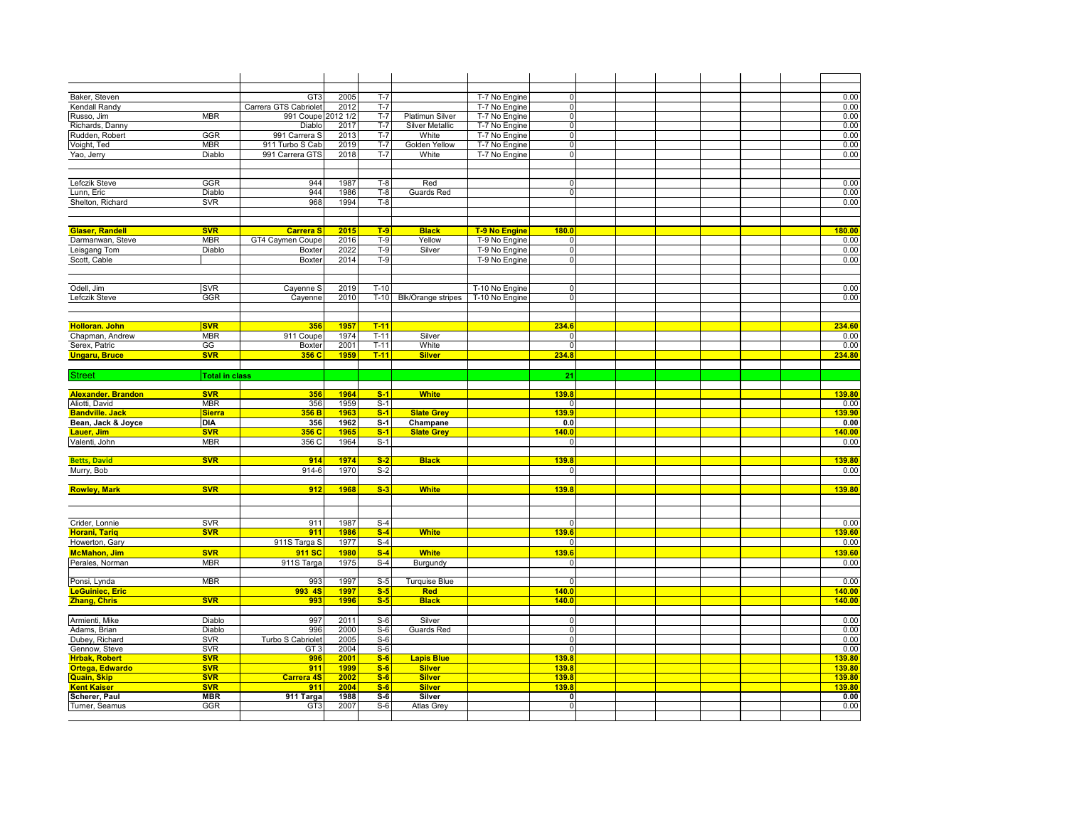| | | | | | | | | | | | | | | |
|---|---|---|---|---|---|---|---|---|---|---|---|---|---|---|
| | | | | | | | | | | | | | | |
| Baker, Steven | | GT3 | 2005 | T-7 | | T-7 No Engine | 0 | | | | | | | 0.00 |
| Kendall Randy | | Carrera GTS Cabriolet | 2012 | T-7 | | T-7 No Engine | 0 | | | | | | | 0.00 |
| Russo, Jim | MBR | 991 Coupe | 2012 1/2 | T-7 | Platimun Silver | T-7 No Engine | 0 | | | | | | | 0.00 |
| Richards, Danny | | Diablo | 2017 | T-7 | Silver Metallic | T-7 No Engine | 0 | | | | | | | 0.00 |
| Rudden, Robert | GGR | 991 Carrera S | 2013 | T-7 | White | T-7 No Engine | 0 | | | | | | | 0.00 |
| Voight, Ted | MBR | 911 Turbo S Cab | 2019 | T-7 | Golden Yellow | T-7 No Engine | 0 | | | | | | | 0.00 |
| Yao, Jerry | Diablo | 991 Carrera GTS | 2018 | T-7 | White | T-7 No Engine | 0 | | | | | | | 0.00 |
| | | | | | | | | | | | | | | |
| Lefczik Steve | GGR | 944 | 1987 | T-8 | Red | | 0 | | | | | | | 0.00 |
| Lunn, Eric | Diablo | 944 | 1986 | T-8 | Guards Red | | 0 | | | | | | | 0.00 |
| Shelton, Richard | SVR | 968 | 1994 | T-8 | | | | | | | | | | 0.00 |
| | | | | | | | | | | | | | | |
| **Glaser, Randell** | **SVR** | **Carrera S** | **2015** | **T-9** | **Black** | **T-9 No Engine** | **180.0** | | | | | | | **180.00** |
| Darmanwan, Steve | MBR | GT4 Caymen Coupe | 2016 | T-9 | Yellow | T-9 No Engine | 0 | | | | | | | 0.00 |
| Leisgang Tom | Diablo | Boxter | 2022 | T-9 | Silver | T-9 No Engine | 0 | | | | | | | 0.00 |
| Scott, Cable | | Boxter | 2014 | T-9 | | T-9 No Engine | 0 | | | | | | | 0.00 |
| | | | | | | | | | | | | | | |
| Odell, Jim | SVR | Cayenne S | 2019 | T-10 | | T-10 No Engine | 0 | | | | | | | 0.00 |
| Lefczik Steve | GGR | Cayenne | 2010 | T-10 | Blk/Orange stripes | T-10 No Engine | 0 | | | | | | | 0.00 |
| | | | | | | | | | | | | | | |
| **Holloran. John** | **SVR** | **356** | **1957** | **T-11** | | | **234.6** | | | | | | | **234.60** |
| Chapman, Andrew | MBR | 911 Coupe | 1974 | T-11 | Silver | | 0 | | | | | | | 0.00 |
| Serex, Patric | GG | Boxter | 2001 | T-11 | White | | 0 | | | | | | | 0.00 |
| **Ungaru, Bruce** | **SVR** | **356 C** | **1959** | **T-11** | **Silver** | | **234.8** | | | | | | | **234.80** |
| | | | | | | | | | | | | | | |
| Street | **Total in class** | | | | | | 21 | | | | | | | |
| | | | | | | | | | | | | | | |
| **Alexander. Brandon** | **SVR** | **356** | **1964** | **S-1** | **White** | | **139.8** | | | | | | | **139.80** |
| Aliotti, David | MBR | 356 | 1959 | S-1 | | | 0 | | | | | | | 0.00 |
| **Bandville. Jack** | **Sierra** | **356 B** | **1963** | **S-1** | **Slate Grey** | | **139.9** | | | | | | | **139.90** |
| **Bean, Jack & Joyce** | **DIA** | **356** | **1962** | **S-1** | **Champane** | | **0.0** | | | | | | | **0.00** |
| **Lauer, Jim** | **SVR** | **356 C** | **1965** | **S-1** | **Slate Grey** | | **140.0** | | | | | | | **140.00** |
| Valenti, John | MBR | 356 C | 1964 | S-1 | | | 0 | | | | | | | 0.00 |
| | | | | | | | | | | | | | | |
| **Betts, David** | **SVR** | **914** | **1974** | **S-2** | **Black** | | **139.8** | | | | | | | **139.80** |
| Murry, Bob | | 914-6 | 1970 | S-2 | | | 0 | | | | | | | 0.00 |
| | | | | | | | | | | | | | | |
| **Rowley, Mark** | **SVR** | **912** | **1968** | **S-3** | **White** | | **139.8** | | | | | | | **139.80** |
| | | | | | | | | | | | | | | |
| Crider, Lonnie | SVR | 911 | 1987 | S-4 | | | 0 | | | | | | | 0.00 |
| **Horani, Tariq** | **SVR** | **911** | **1986** | **S-4** | **White** | | **139.6** | | | | | | | **139.60** |
| Howerton, Gary | | 911S Targa S | 1977 | S-4 | | | 0 | | | | | | | 0.00 |
| **McMahon, Jim** | **SVR** | **911 SC** | **1980** | **S-4** | **White** | | **139.6** | | | | | | | **139.60** |
| Perales, Norman | MBR | 911S Targa | 1975 | S-4 | Burgundy | | 0 | | | | | | | 0.00 |
| | | | | | | | | | | | | | | |
| Ponsi, Lynda | MBR | 993 | 1997 | S-5 | Turquise Blue | | 0 | | | | | | | 0.00 |
| **LeGuiniec, Eric** | | **993 4S** | **1997** | **S-5** | **Red** | | **140.0** | | | | | | | **140.00** |
| **Zhang, Chris** | **SVR** | **993** | **1996** | **S-5** | **Black** | | **140.0** | | | | | | | **140.00** |
| | | | | | | | | | | | | | | |
| Armienti, Mike | Diablo | 997 | 2011 | S-6 | Silver | | 0 | | | | | | | 0.00 |
| Adams, Brian | Diablo | 996 | 2000 | S-6 | Guards Red | | 0 | | | | | | | 0.00 |
| Dubey, Richard | SVR | Turbo S Cabriolet | 2005 | S-6 | | | 0 | | | | | | | 0.00 |
| Gennow, Steve | SVR | GT 3 | 2004 | S-6 | | | 0 | | | | | | | 0.00 |
| **Hrbak, Robert** | **SVR** | **996** | **2001** | **S-6** | **Lapis Blue** | | **139.8** | | | | | | | **139.80** |
| **Ortega, Edwardo** | **SVR** | **911** | **1999** | **S-6** | **Silver** | | **139.8** | | | | | | | **139.80** |
| **Quain, Skip** | **SVR** | **Carrera 4S** | **2002** | **S-6** | **Silver** | | **139.8** | | | | | | | **139.80** |
| **Kent Kaiser** | **SVR** | **911** | **2004** | **S-6** | **Silver** | | **139.8** | | | | | | | **139.80** |
| **Scherer, Paul** | **MBR** | **911 Targa** | **1988** | **S-6** | **Silver** | | **0** | | | | | | | **0.00** |
| Turner, Seamus | GGR | GT3 | 2007 | S-6 | Atlas Grey | | 0 | | | | | | | 0.00 |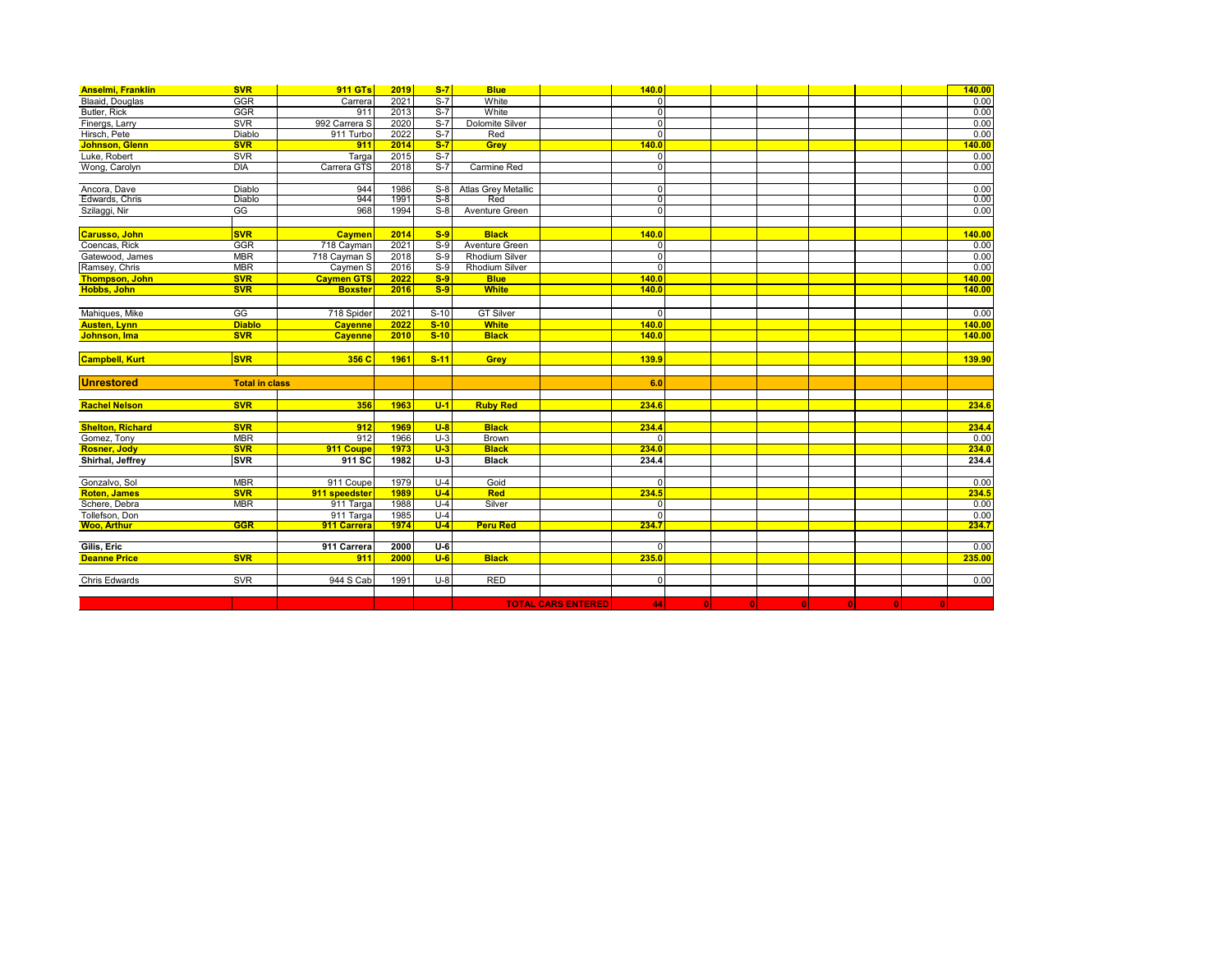| | | | | | | | | | | | | | | | |
|---|---|---|---|---|---|---|---|---|---|---|---|---|---|---|---|
| **Anselmi, Franklin** | **SVR** | **911 GTs** | **2019** | **S-7** | **Blue** | | **140.0** | | | | | | | | **140.00** |
| Blaaid, Douglas | GGR | Carrera | 2021 | S-7 | White | | 0 | | | | | | | | 0.00 |
| Butler, Rick | GGR | 911 | 2013 | S-7 | White | | 0 | | | | | | | | 0.00 |
| Finergs, Larry | SVR | 992 Carrera S | 2020 | S-7 | Dolomite Silver | | 0 | | | | | | | | 0.00 |
| Hirsch, Pete | Diablo | 911 Turbo | 2022 | S-7 | Red | | 0 | | | | | | | | 0.00 |
| **Johnson, Glenn** | **SVR** | **911** | **2014** | **S-7** | **Grey** | | **140.0** | | | | | | | | **140.00** |
| Luke, Robert | SVR | Targa | 2015 | S-7 | | | 0 | | | | | | | | 0.00 |
| Wong, Carolyn | DIA | Carrera GTS | 2018 | S-7 | Carmine Red | | 0 | | | | | | | | 0.00 |
| | | | | | | | | | | | | | | | |
| Ancora, Dave | Diablo | 944 | 1986 | S-8 | Atlas Grey Metallic | | 0 | | | | | | | | 0.00 |
| Edwards, Chris | Diablo | 944 | 1991 | S-8 | Red | | 0 | | | | | | | | 0.00 |
| Szilaggi, Nir | GG | 968 | 1994 | S-8 | Aventure Green | | 0 | | | | | | | | 0.00 |
| | | | | | | | | | | | | | | | |
| **Carusso, John** | **SVR** | **Caymen** | **2014** | **S-9** | **Black** | | **140.0** | | | | | | | | **140.00** |
| Coencas, Rick | GGR | 718 Cayman | 2021 | S-9 | Aventure Green | | 0 | | | | | | | | 0.00 |
| Gatewood, James | MBR | 718 Cayman S | 2018 | S-9 | Rhodium Silver | | 0 | | | | | | | | 0.00 |
| Ramsey, Chris | MBR | Caymen S | 2016 | S-9 | Rhodium Silver | | 0 | | | | | | | | 0.00 |
| **Thompson, John** | **SVR** | **Caymen GTS** | **2022** | **S-9** | **Blue** | | **140.0** | | | | | | | | **140.00** |
| **Hobbs, John** | **SVR** | **Boxster** | **2016** | **S-9** | **White** | | **140.0** | | | | | | | | **140.00** |
| | | | | | | | | | | | | | | | |
| Mahiques, Mike | GG | 718 Spider | 2021 | S-10 | GT Silver | | 0 | | | | | | | | 0.00 |
| **Austen, Lynn** | **Diablo** | **Cayenne** | **2022** | **S-10** | **White** | | **140.0** | | | | | | | | **140.00** |
| **Johnson, Ima** | **SVR** | **Cayenne** | **2010** | **S-10** | **Black** | | **140.0** | | | | | | | | **140.00** |
| | | | | | | | | | | | | | | | |
| **Campbell, Kurt** | **SVR** | **356 C** | **1961** | **S-11** | **Grey** | | **139.9** | | | | | | | | **139.90** |
| | | | | | | | | | | | | | | | |
| **Unrestored** | **Total in class** | | | | | | **6.0** | | | | | | | | |
| | | | | | | | | | | | | | | | |
| **Rachel Nelson** | **SVR** | **356** | **1963** | **U-1** | **Ruby Red** | | **234.6** | | | | | | | | **234.6** |
| | | | | | | | | | | | | | | | |
| **Shelton, Richard** | **SVR** | **912** | **1969** | **U-8** | **Black** | | **234.4** | | | | | | | | **234.4** |
| Gomez, Tony | MBR | 912 | 1966 | U-3 | Brown | | 0 | | | | | | | | 0.00 |
| **Rosner, Jody** | **SVR** | **911 Coupe** | **1973** | **U-3** | **Black** | | **234.0** | | | | | | | | **234.0** |
| **Shirhal, Jeffrey** | **SVR** | **911 SC** | **1982** | **U-3** | **Black** | | **234.4** | | | | | | | | **234.4** |
| | | | | | | | | | | | | | | | |
| Gonzalvo, Sol | MBR | 911 Coupe | 1979 | U-4 | Goid | | 0 | | | | | | | | 0.00 |
| **Roten, James** | **SVR** | **911 speedster** | **1989** | **U-4** | **Red** | | **234.5** | | | | | | | | **234.5** |
| Schere, Debra | MBR | 911 Targa | 1988 | U-4 | Silver | | 0 | | | | | | | | 0.00 |
| Tollefson, Don | | 911 Targa | 1985 | U-4 | | | 0 | | | | | | | | 0.00 |
| **Woo, Arthur** | **GGR** | **911 Carrera** | **1974** | **U-4** | **Peru Red** | | **234.7** | | | | | | | | **234.7** |
| | | | | | | | | | | | | | | | |
| **Gilis, Eric** | | **911 Carrera** | **2000** | **U-6** | | | 0 | | | | | | | | 0.00 |
| **Deanne Price** | **SVR** | **911** | **2000** | **U-6** | **Black** | | **235.0** | | | | | | | | **235.00** |
| | | | | | | | | | | | | | | | |
| Chris Edwards | SVR | 944 S Cab | 1991 | U-8 | RED | | 0 | | | | | | | | 0.00 |
| | | | | | | | | | | | | | | | |
| | | | | | | **TOTAL CARS ENTERED** | **44** | **0** | **0** | **0** | **0** | **0** | **0** | | |